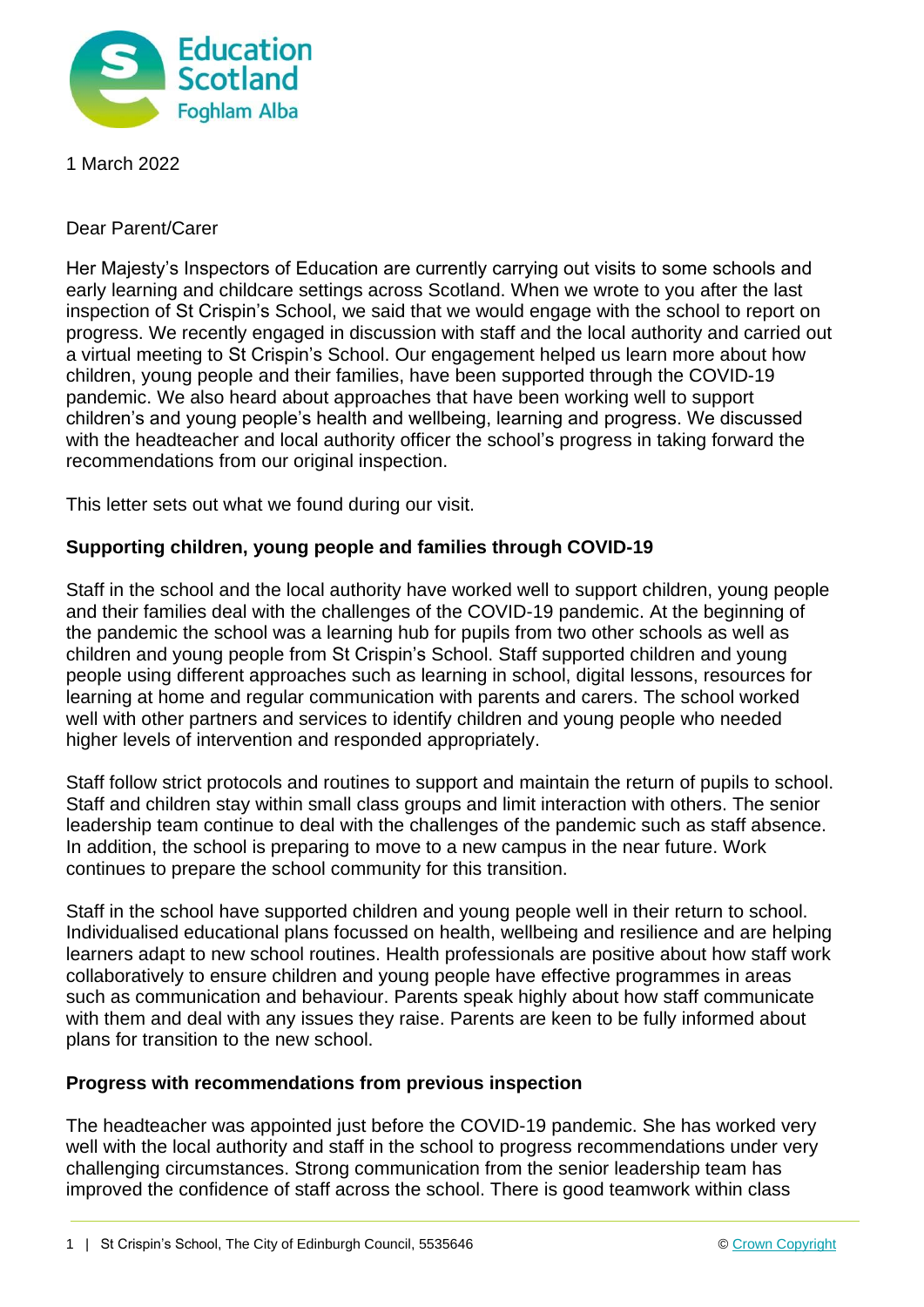Education Scotland
Foghlam Alba

1 March 2022

Dear Parent/Carer

Her Majesty's Inspectors of Education are currently carrying out visits to some schools and early learning and childcare settings across Scotland. When we wrote to you after the last inspection of St Crispin's School, we said that we would engage with the school to report on progress. We recently engaged in discussion with staff and the local authority and carried out a virtual meeting to St Crispin's School. Our engagement helped us learn more about how children, young people and their families, have been supported through the COVID-19 pandemic. We also heard about approaches that have been working well to support children's and young people's health and wellbeing, learning and progress. We discussed with the headteacher and local authority officer the school's progress in taking forward the recommendations from our original inspection.

This letter sets out what we found during our visit.

## Supporting children, young people and families through COVID-19

Staff in the school and the local authority have worked well to support children, young people and their families deal with the challenges of the COVID-19 pandemic. At the beginning of the pandemic the school was a learning hub for pupils from two other schools as well as children and young people from St Crispin's School. Staff supported children and young people using different approaches such as learning in school, digital lessons, resources for learning at home and regular communication with parents and carers. The school worked well with other partners and services to identify children and young people who needed higher levels of intervention and responded appropriately.

Staff follow strict protocols and routines to support and maintain the return of pupils to school. Staff and children stay within small class groups and limit interaction with others. The senior leadership team continue to deal with the challenges of the pandemic such as staff absence. In addition, the school is preparing to move to a new campus in the near future. Work continues to prepare the school community for this transition.

Staff in the school have supported children and young people well in their return to school. Individualised educational plans focussed on health, wellbeing and resilience and are helping learners adapt to new school routines. Health professionals are positive about how staff work collaboratively to ensure children and young people have effective programmes in areas such as communication and behaviour. Parents speak highly about how staff communicate with them and deal with any issues they raise. Parents are keen to be fully informed about plans for transition to the new school.

## Progress with recommendations from previous inspection

The headteacher was appointed just before the COVID-19 pandemic. She has worked very well with the local authority and staff in the school to progress recommendations under very challenging circumstances. Strong communication from the senior leadership team has improved the confidence of staff across the school. There is good teamwork within class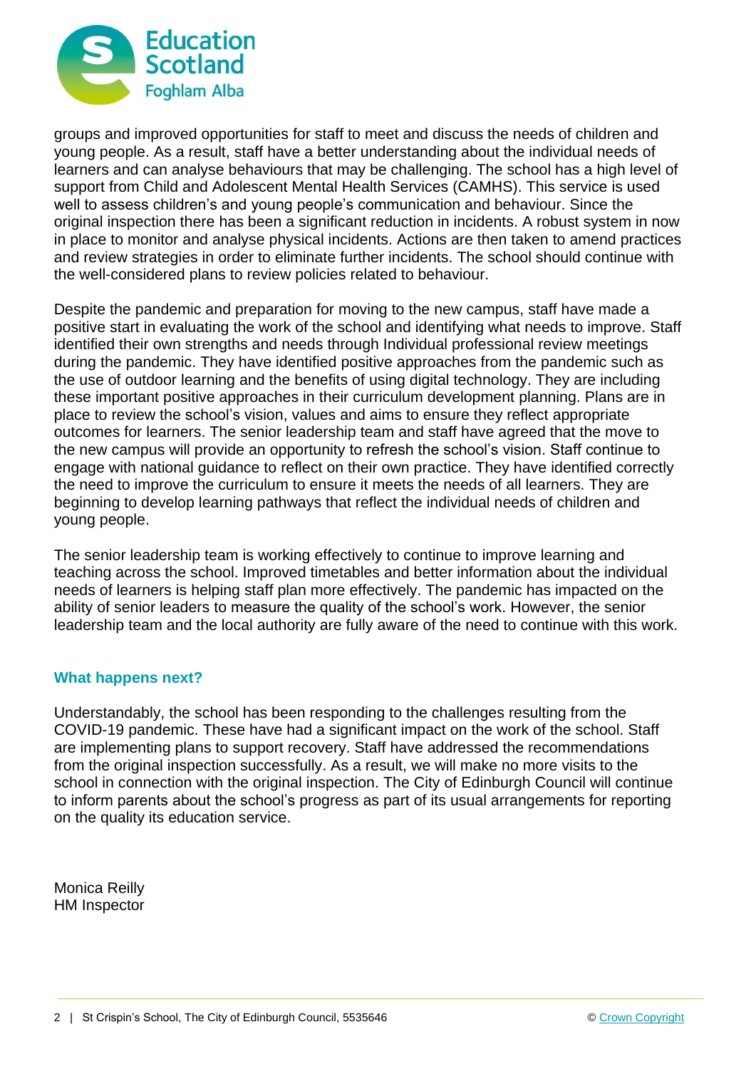groups and improved opportunities for staff to meet and discuss the needs of children and young people. As a result, staff have a better understanding about the individual needs of learners and can analyse behaviours that may be challenging. The school has a high level of support from Child and Adolescent Mental Health Services (CAMHS). This service is used well to assess children's and young people's communication and behaviour. Since the original inspection there has been a significant reduction in incidents. A robust system in now in place to monitor and analyse physical incidents. Actions are then taken to amend practices and review strategies in order to eliminate further incidents. The school should continue with the well-considered plans to review policies related to behaviour.

Despite the pandemic and preparation for moving to the new campus, staff have made a positive start in evaluating the work of the school and identifying what needs to improve. Staff identified their own strengths and needs through Individual professional review meetings during the pandemic. They have identified positive approaches from the pandemic such as the use of outdoor learning and the benefits of using digital technology. They are including these important positive approaches in their curriculum development planning. Plans are in place to review the school's vision, values and aims to ensure they reflect appropriate outcomes for learners. The senior leadership team and staff have agreed that the move to the new campus will provide an opportunity to refresh the school's vision. Staff continue to engage with national guidance to reflect on their own practice. They have identified correctly the need to improve the curriculum to ensure it meets the needs of all learners. They are beginning to develop learning pathways that reflect the individual needs of children and young people.

The senior leadership team is working effectively to continue to improve learning and teaching across the school. Improved timetables and better information about the individual needs of learners is helping staff plan more effectively. The pandemic has impacted on the ability of senior leaders to measure the quality of the school's work. However, the senior leadership team and the local authority are fully aware of the need to continue with this work.

## What happens next?

Understandably, the school has been responding to the challenges resulting from the COVID-19 pandemic. These have had a significant impact on the work of the school. Staff are implementing plans to support recovery. Staff have addressed the recommendations from the original inspection successfully. As a result, we will make no more visits to the school in connection with the original inspection. The City of Edinburgh Council will continue to inform parents about the school's progress as part of its usual arrangements for reporting on the quality its education service.

Monica Reilly  
HM Inspector